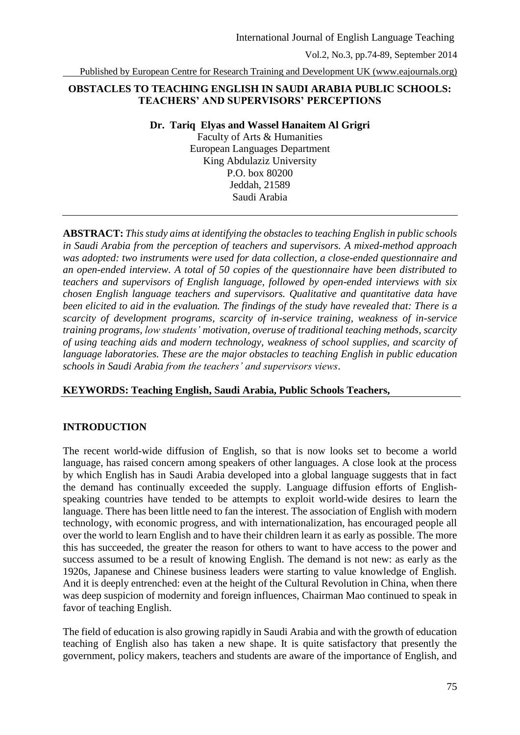# OBSTACLES TO TEACHING ENGLISH IN SAUDI ARABIA PUBLIC SCHOOLS: TEACHERS' AND SUPERVISORS' PERCEPTIONS

**Dr. Tariq Elyas and Wassel Hanaitem Al Grigri**

Faculty of Arts & Humanities
European Languages Department
King Abdulaziz University
P.O. box 80200
Jeddah, 21589
Saudi Arabia

---

**ABSTRACT:** *This study aims at identifying the obstacles to teaching English in public schools in Saudi Arabia from the perception of teachers and supervisors. A mixed-method approach was adopted: two instruments were used for data collection, a close-ended questionnaire and an open-ended interview. A total of 50 copies of the questionnaire have been distributed to teachers and supervisors of English language, followed by open-ended interviews with six chosen English language teachers and supervisors. Qualitative and quantitative data have been elicited to aid in the evaluation. The findings of the study have revealed that: There is a scarcity of development programs, scarcity of in-service training, weakness of in-service training programs, low students' motivation, overuse of traditional teaching methods, scarcity of using teaching aids and modern technology, weakness of school supplies, and scarcity of language laboratories. These are the major obstacles to teaching English in public education schools in Saudi Arabia from the teachers' and supervisors views.*

**KEYWORDS: Teaching English, Saudi Arabia, Public Schools Teachers,**

## INTRODUCTION

The recent world-wide diffusion of English, so that is now looks set to become a world language, has raised concern among speakers of other languages. A close look at the process by which English has in Saudi Arabia developed into a global language suggests that in fact the demand has continually exceeded the supply. Language diffusion efforts of English-speaking countries have tended to be attempts to exploit world-wide desires to learn the language. There has been little need to fan the interest. The association of English with modern technology, with economic progress, and with internationalization, has encouraged people all over the world to learn English and to have their children learn it as early as possible. The more this has succeeded, the greater the reason for others to want to have access to the power and success assumed to be a result of knowing English. The demand is not new: as early as the 1920s, Japanese and Chinese business leaders were starting to value knowledge of English. And it is deeply entrenched: even at the height of the Cultural Revolution in China, when there was deep suspicion of modernity and foreign influences, Chairman Mao continued to speak in favor of teaching English.

The field of education is also growing rapidly in Saudi Arabia and with the growth of education teaching of English also has taken a new shape. It is quite satisfactory that presently the government, policy makers, teachers and students are aware of the importance of English, and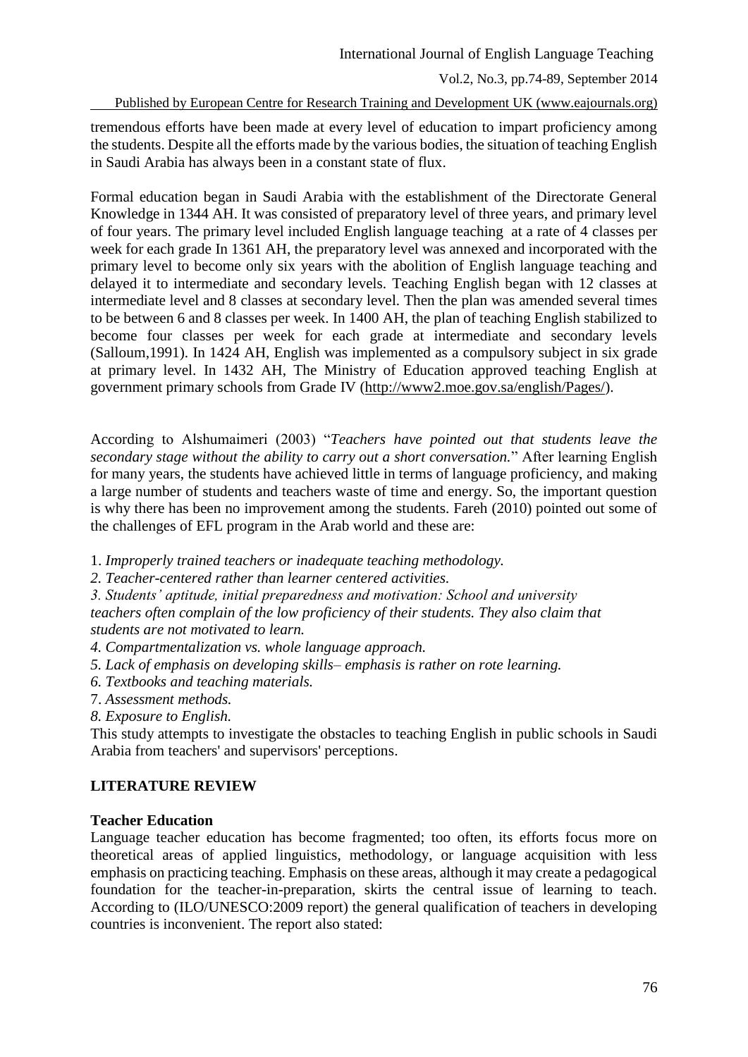tremendous efforts have been made at every level of education to impart proficiency among the students. Despite all the efforts made by the various bodies, the situation of teaching English in Saudi Arabia has always been in a constant state of flux.

Formal education began in Saudi Arabia with the establishment of the Directorate General Knowledge in 1344 AH. It was consisted of preparatory level of three years, and primary level of four years. The primary level included English language teaching at a rate of 4 classes per week for each grade In 1361 AH, the preparatory level was annexed and incorporated with the primary level to become only six years with the abolition of English language teaching and delayed it to intermediate and secondary levels. Teaching English began with 12 classes at intermediate level and 8 classes at secondary level. Then the plan was amended several times to be between 6 and 8 classes per week. In 1400 AH, the plan of teaching English stabilized to become four classes per week for each grade at intermediate and secondary levels (Salloum,1991). In 1424 AH, English was implemented as a compulsory subject in six grade at primary level. In 1432 AH, The Ministry of Education approved teaching English at government primary schools from Grade IV (http://www2.moe.gov.sa/english/Pages/).

According to Alshumaimeri (2003) "*Teachers have pointed out that students leave the secondary stage without the ability to carry out a short conversation.*" After learning English for many years, the students have achieved little in terms of language proficiency, and making a large number of students and teachers waste of time and energy. So, the important question is why there has been no improvement among the students. Fareh (2010) pointed out some of the challenges of EFL program in the Arab world and these are:

1. *Improperly trained teachers or inadequate teaching methodology.*
2. *Teacher-centered rather than learner centered activities.*
3. *Students' aptitude, initial preparedness and motivation: School and university teachers often complain of the low proficiency of their students. They also claim that students are not motivated to learn.*
4. *Compartmentalization vs. whole language approach.*
5. *Lack of emphasis on developing skills– emphasis is rather on rote learning.*
6. *Textbooks and teaching materials.*
7. *Assessment methods.*
8. *Exposure to English.*

This study attempts to investigate the obstacles to teaching English in public schools in Saudi Arabia from teachers' and supervisors' perceptions.

## LITERATURE REVIEW

### Teacher Education

Language teacher education has become fragmented; too often, its efforts focus more on theoretical areas of applied linguistics, methodology, or language acquisition with less emphasis on practicing teaching. Emphasis on these areas, although it may create a pedagogical foundation for the teacher-in-preparation, skirts the central issue of learning to teach. According to (ILO/UNESCO:2009 report) the general qualification of teachers in developing countries is inconvenient. The report also stated: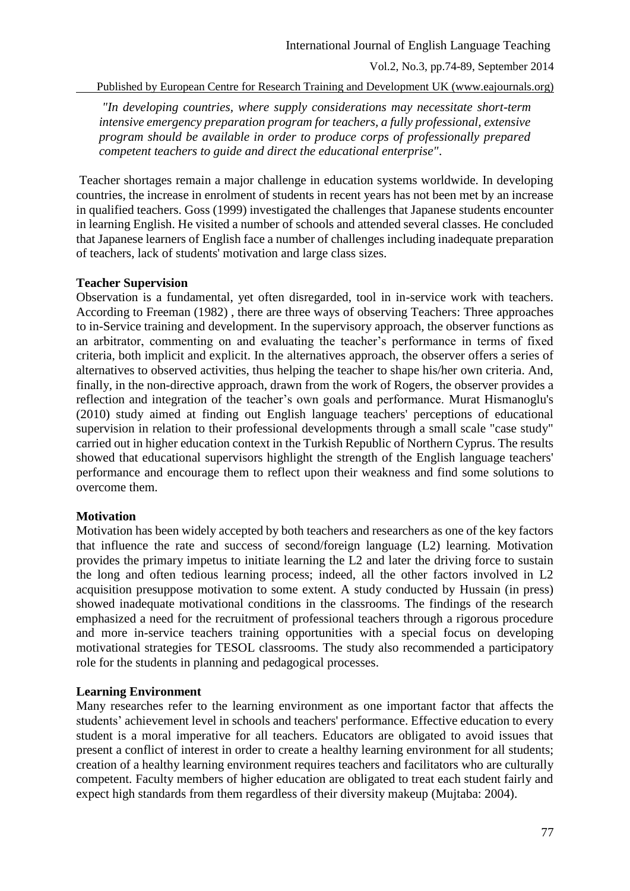*"In developing countries, where supply considerations may necessitate short-term intensive emergency preparation program for teachers, a fully professional, extensive program should be available in order to produce corps of professionally prepared competent teachers to guide and direct the educational enterprise"*.

Teacher shortages remain a major challenge in education systems worldwide. In developing countries, the increase in enrolment of students in recent years has not been met by an increase in qualified teachers. Goss (1999) investigated the challenges that Japanese students encounter in learning English. He visited a number of schools and attended several classes. He concluded that Japanese learners of English face a number of challenges including inadequate preparation of teachers, lack of students' motivation and large class sizes.

**Teacher Supervision**

Observation is a fundamental, yet often disregarded, tool in in-service work with teachers. According to Freeman (1982) , there are three ways of observing Teachers: Three approaches to in-Service training and development. In the supervisory approach, the observer functions as an arbitrator, commenting on and evaluating the teacher's performance in terms of fixed criteria, both implicit and explicit. In the alternatives approach, the observer offers a series of alternatives to observed activities, thus helping the teacher to shape his/her own criteria. And, finally, in the non-directive approach, drawn from the work of Rogers, the observer provides a reflection and integration of the teacher's own goals and performance. Murat Hismanoglu's (2010) study aimed at finding out English language teachers' perceptions of educational supervision in relation to their professional developments through a small scale "case study" carried out in higher education context in the Turkish Republic of Northern Cyprus. The results showed that educational supervisors highlight the strength of the English language teachers' performance and encourage them to reflect upon their weakness and find some solutions to overcome them.

**Motivation**

Motivation has been widely accepted by both teachers and researchers as one of the key factors that influence the rate and success of second/foreign language (L2) learning. Motivation provides the primary impetus to initiate learning the L2 and later the driving force to sustain the long and often tedious learning process; indeed, all the other factors involved in L2 acquisition presuppose motivation to some extent. A study conducted by Hussain (in press) showed inadequate motivational conditions in the classrooms. The findings of the research emphasized a need for the recruitment of professional teachers through a rigorous procedure and more in-service teachers training opportunities with a special focus on developing motivational strategies for TESOL classrooms. The study also recommended a participatory role for the students in planning and pedagogical processes.

**Learning Environment**

Many researches refer to the learning environment as one important factor that affects the students' achievement level in schools and teachers' performance. Effective education to every student is a moral imperative for all teachers. Educators are obligated to avoid issues that present a conflict of interest in order to create a healthy learning environment for all students; creation of a healthy learning environment requires teachers and facilitators who are culturally competent. Faculty members of higher education are obligated to treat each student fairly and expect high standards from them regardless of their diversity makeup (Mujtaba: 2004).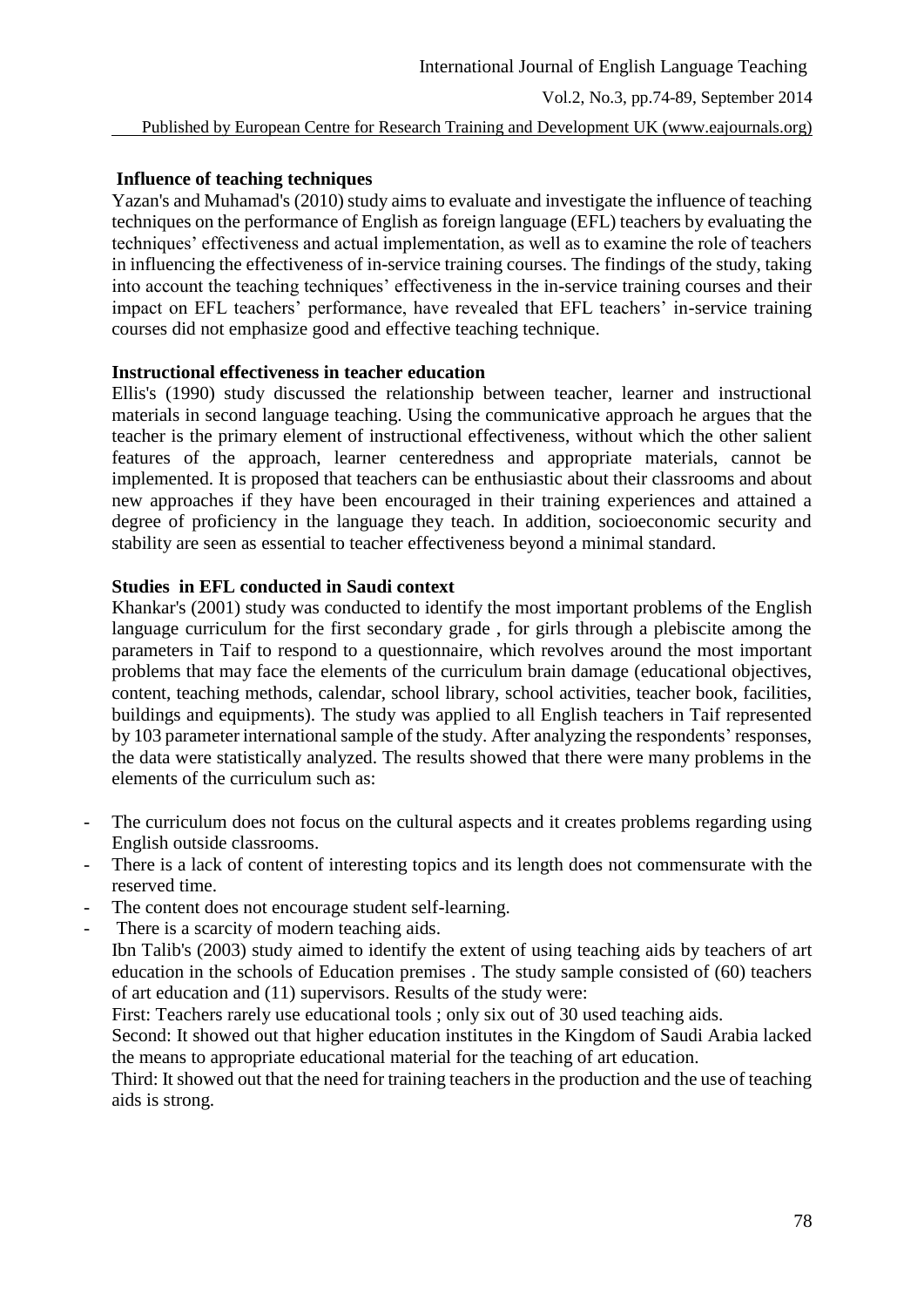### Influence of teaching techniques

Yazan's and Muhamad's (2010) study aims to evaluate and investigate the influence of teaching techniques on the performance of English as foreign language (EFL) teachers by evaluating the techniques' effectiveness and actual implementation, as well as to examine the role of teachers in influencing the effectiveness of in-service training courses. The findings of the study, taking into account the teaching techniques' effectiveness in the in-service training courses and their impact on EFL teachers' performance, have revealed that EFL teachers' in-service training courses did not emphasize good and effective teaching technique.

### Instructional effectiveness in teacher education

Ellis's (1990) study discussed the relationship between teacher, learner and instructional materials in second language teaching. Using the communicative approach he argues that the teacher is the primary element of instructional effectiveness, without which the other salient features of the approach, learner centeredness and appropriate materials, cannot be implemented. It is proposed that teachers can be enthusiastic about their classrooms and about new approaches if they have been encouraged in their training experiences and attained a degree of proficiency in the language they teach. In addition, socioeconomic security and stability are seen as essential to teacher effectiveness beyond a minimal standard.

### Studies in EFL conducted in Saudi context

Khankar's (2001) study was conducted to identify the most important problems of the English language curriculum for the first secondary grade , for girls through a plebiscite among the parameters in Taif to respond to a questionnaire, which revolves around the most important problems that may face the elements of the curriculum brain damage (educational objectives, content, teaching methods, calendar, school library, school activities, teacher book, facilities, buildings and equipments). The study was applied to all English teachers in Taif represented by 103 parameter international sample of the study. After analyzing the respondents' responses, the data were statistically analyzed. The results showed that there were many problems in the elements of the curriculum such as:

- The curriculum does not focus on the cultural aspects and it creates problems regarding using English outside classrooms.
- There is a lack of content of interesting topics and its length does not commensurate with the reserved time.
- The content does not encourage student self-learning.
- There is a scarcity of modern teaching aids.

Ibn Talib's (2003) study aimed to identify the extent of using teaching aids by teachers of art education in the schools of Education premises . The study sample consisted of (60) teachers of art education and (11) supervisors. Results of the study were:

First: Teachers rarely use educational tools ; only six out of 30 used teaching aids.

Second: It showed out that higher education institutes in the Kingdom of Saudi Arabia lacked the means to appropriate educational material for the teaching of art education.

Third: It showed out that the need for training teachers in the production and the use of teaching aids is strong.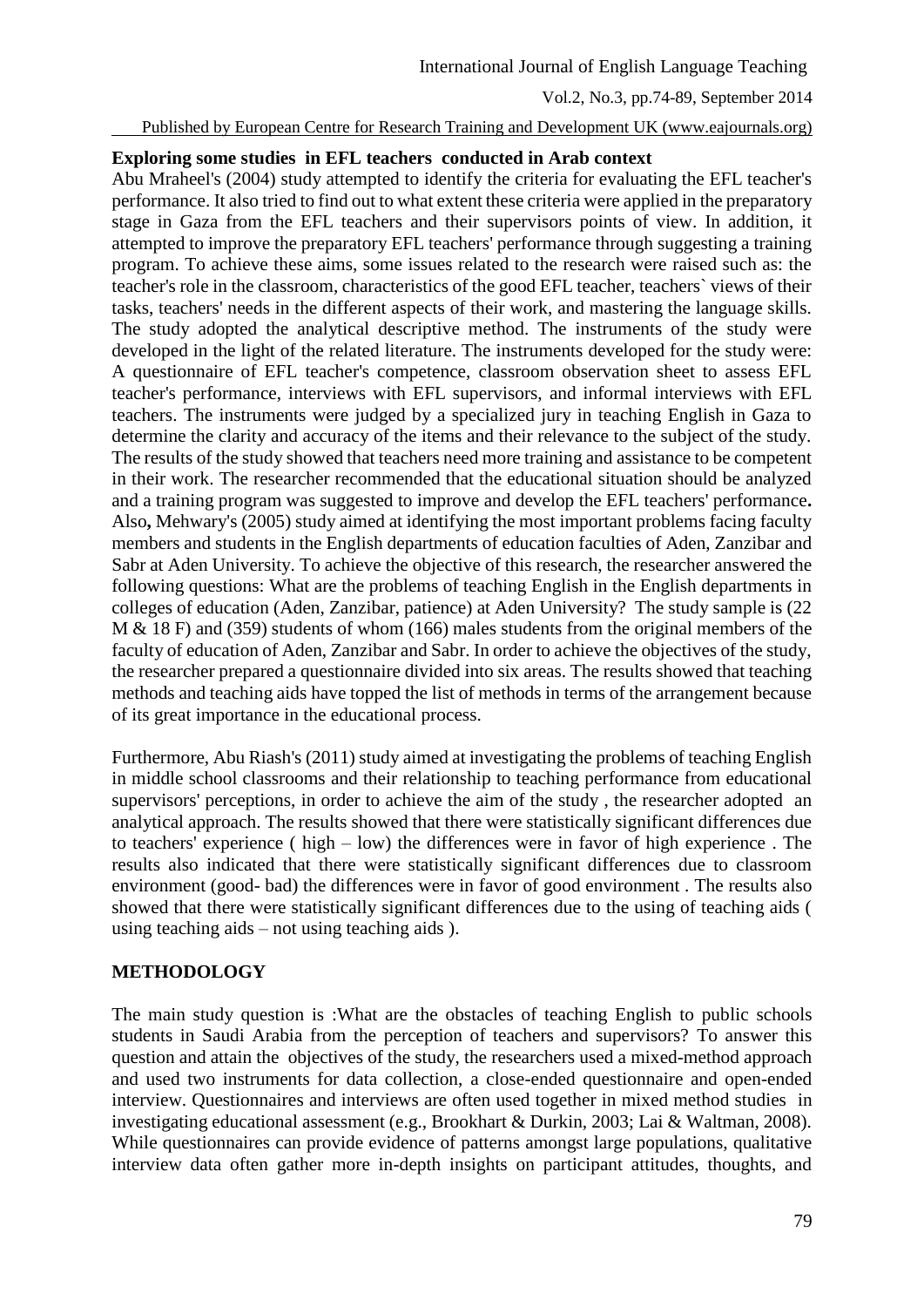**Exploring some studies in EFL teachers conducted in Arab context**

Abu Mraheel's (2004) study attempted to identify the criteria for evaluating the EFL teacher's performance. It also tried to find out to what extent these criteria were applied in the preparatory stage in Gaza from the EFL teachers and their supervisors points of view. In addition, it attempted to improve the preparatory EFL teachers' performance through suggesting a training program. To achieve these aims, some issues related to the research were raised such as: the teacher's role in the classroom, characteristics of the good EFL teacher, teachers` views of their tasks, teachers' needs in the different aspects of their work, and mastering the language skills. The study adopted the analytical descriptive method. The instruments of the study were developed in the light of the related literature. The instruments developed for the study were: A questionnaire of EFL teacher's competence, classroom observation sheet to assess EFL teacher's performance, interviews with EFL supervisors, and informal interviews with EFL teachers. The instruments were judged by a specialized jury in teaching English in Gaza to determine the clarity and accuracy of the items and their relevance to the subject of the study. The results of the study showed that teachers need more training and assistance to be competent in their work. The researcher recommended that the educational situation should be analyzed and a training program was suggested to improve and develop the EFL teachers' performance**.** Also**,** Mehwary's (2005) study aimed at identifying the most important problems facing faculty members and students in the English departments of education faculties of Aden, Zanzibar and Sabr at Aden University. To achieve the objective of this research, the researcher answered the following questions: What are the problems of teaching English in the English departments in colleges of education (Aden, Zanzibar, patience) at Aden University? The study sample is (22 M & 18 F) and (359) students of whom (166) males students from the original members of the faculty of education of Aden, Zanzibar and Sabr. In order to achieve the objectives of the study, the researcher prepared a questionnaire divided into six areas. The results showed that teaching methods and teaching aids have topped the list of methods in terms of the arrangement because of its great importance in the educational process.

Furthermore, Abu Riash's (2011) study aimed at investigating the problems of teaching English in middle school classrooms and their relationship to teaching performance from educational supervisors' perceptions, in order to achieve the aim of the study , the researcher adopted an analytical approach. The results showed that there were statistically significant differences due to teachers' experience ( high – low) the differences were in favor of high experience . The results also indicated that there were statistically significant differences due to classroom environment (good- bad) the differences were in favor of good environment . The results also showed that there were statistically significant differences due to the using of teaching aids ( using teaching aids – not using teaching aids ).

## METHODOLOGY

The main study question is :What are the obstacles of teaching English to public schools students in Saudi Arabia from the perception of teachers and supervisors? To answer this question and attain the objectives of the study, the researchers used a mixed-method approach and used two instruments for data collection, a close-ended questionnaire and open-ended interview. Questionnaires and interviews are often used together in mixed method studies in investigating educational assessment (e.g., Brookhart & Durkin, 2003; Lai & Waltman, 2008). While questionnaires can provide evidence of patterns amongst large populations, qualitative interview data often gather more in-depth insights on participant attitudes, thoughts, and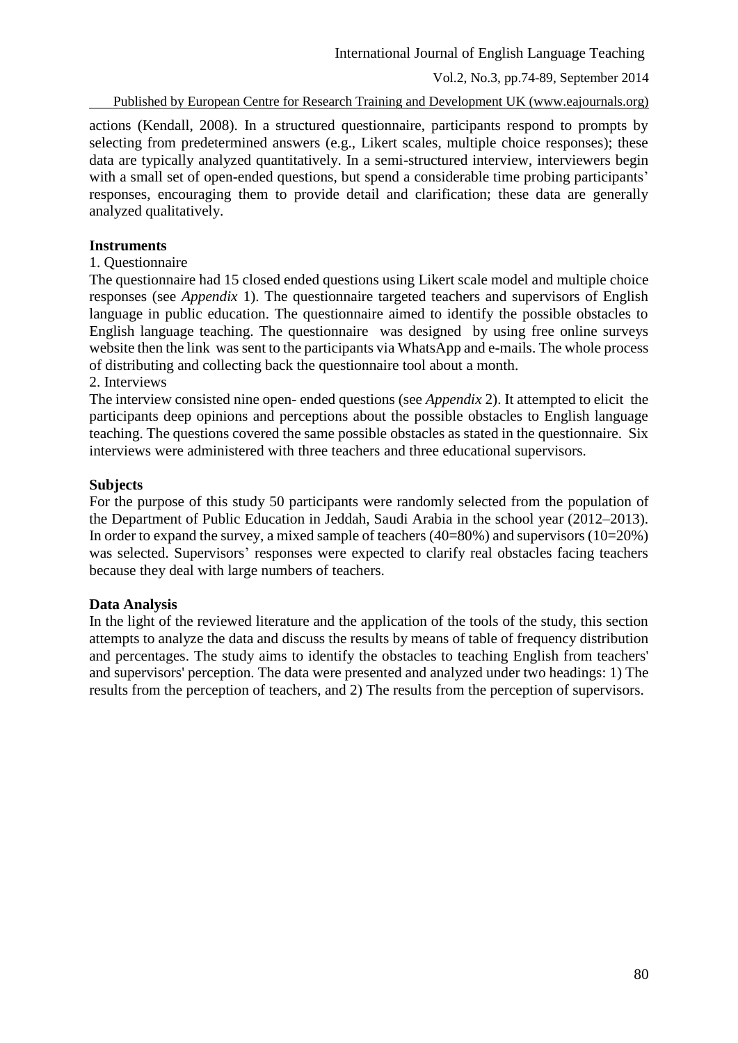actions (Kendall, 2008). In a structured questionnaire, participants respond to prompts by selecting from predetermined answers (e.g., Likert scales, multiple choice responses); these data are typically analyzed quantitatively. In a semi-structured interview, interviewers begin with a small set of open-ended questions, but spend a considerable time probing participants' responses, encouraging them to provide detail and clarification; these data are generally analyzed qualitatively.

**Instruments**

1. Questionnaire

The questionnaire had 15 closed ended questions using Likert scale model and multiple choice responses (see *Appendix* 1). The questionnaire targeted teachers and supervisors of English language in public education. The questionnaire aimed to identify the possible obstacles to English language teaching. The questionnaire was designed by using free online surveys website then the link was sent to the participants via WhatsApp and e-mails. The whole process of distributing and collecting back the questionnaire tool about a month.

2. Interviews

The interview consisted nine open- ended questions (see *Appendix* 2). It attempted to elicit the participants deep opinions and perceptions about the possible obstacles to English language teaching. The questions covered the same possible obstacles as stated in the questionnaire. Six interviews were administered with three teachers and three educational supervisors.

**Subjects**

For the purpose of this study 50 participants were randomly selected from the population of the Department of Public Education in Jeddah, Saudi Arabia in the school year (2012–2013). In order to expand the survey, a mixed sample of teachers (40=80%) and supervisors (10=20%) was selected. Supervisors' responses were expected to clarify real obstacles facing teachers because they deal with large numbers of teachers.

**Data Analysis**

In the light of the reviewed literature and the application of the tools of the study, this section attempts to analyze the data and discuss the results by means of table of frequency distribution and percentages. The study aims to identify the obstacles to teaching English from teachers' and supervisors' perception. The data were presented and analyzed under two headings: 1) The results from the perception of teachers, and 2) The results from the perception of supervisors.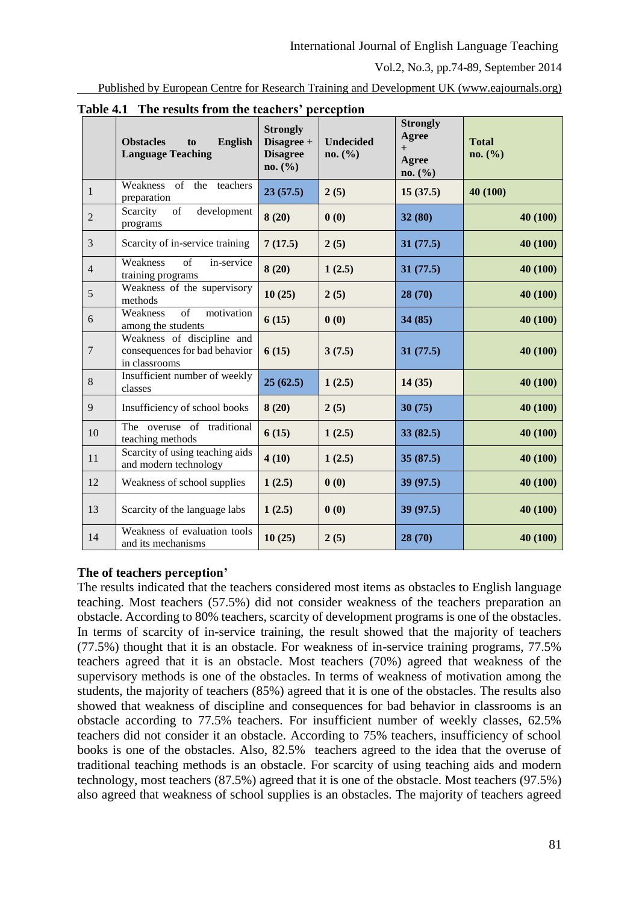**Table 4.1 The results from the teachers' perception**

| | Obstacles to English Language Teaching | Strongly Disagree + Disagree no. (%) | Undecided no. (%) | Strongly Agree + Agree no. (%) | Total no. (%) |
|---|---|---|---|---|---|
| 1 | Weakness of the teachers preparation | 23 (57.5) | 2 (5) | 15 (37.5) | 40 (100) |
| 2 | Scarcity of development programs | 8 (20) | 0 (0) | 32 (80) | 40 (100) |
| 3 | Scarcity of in-service training | 7 (17.5) | 2 (5) | 31 (77.5) | 40 (100) |
| 4 | Weakness of in-service training programs | 8 (20) | 1 (2.5) | 31 (77.5) | 40 (100) |
| 5 | Weakness of the supervisory methods | 10 (25) | 2 (5) | 28 (70) | 40 (100) |
| 6 | Weakness of motivation among the students | 6 (15) | 0 (0) | 34 (85) | 40 (100) |
| 7 | Weakness of discipline and consequences for bad behavior in classrooms | 6 (15) | 3 (7.5) | 31 (77.5) | 40 (100) |
| 8 | Insufficient number of weekly classes | 25 (62.5) | 1 (2.5) | 14 (35) | 40 (100) |
| 9 | Insufficiency of school books | 8 (20) | 2 (5) | 30 (75) | 40 (100) |
| 10 | The overuse of traditional teaching methods | 6 (15) | 1 (2.5) | 33 (82.5) | 40 (100) |
| 11 | Scarcity of using teaching aids and modern technology | 4 (10) | 1 (2.5) | 35 (87.5) | 40 (100) |
| 12 | Weakness of school supplies | 1 (2.5) | 0 (0) | 39 (97.5) | 40 (100) |
| 13 | Scarcity of the language labs | 1 (2.5) | 0 (0) | 39 (97.5) | 40 (100) |
| 14 | Weakness of evaluation tools and its mechanisms | 10 (25) | 2 (5) | 28 (70) | 40 (100) |

**The of teachers perception'**

The results indicated that the teachers considered most items as obstacles to English language teaching. Most teachers (57.5%) did not consider weakness of the teachers preparation an obstacle. According to 80% teachers, scarcity of development programs is one of the obstacles. In terms of scarcity of in-service training, the result showed that the majority of teachers (77.5%) thought that it is an obstacle. For weakness of in-service training programs, 77.5% teachers agreed that it is an obstacle. Most teachers (70%) agreed that weakness of the supervisory methods is one of the obstacles. In terms of weakness of motivation among the students, the majority of teachers (85%) agreed that it is one of the obstacles. The results also showed that weakness of discipline and consequences for bad behavior in classrooms is an obstacle according to 77.5% teachers. For insufficient number of weekly classes, 62.5% teachers did not consider it an obstacle. According to 75% teachers, insufficiency of school books is one of the obstacles. Also, 82.5% teachers agreed to the idea that the overuse of traditional teaching methods is an obstacle. For scarcity of using teaching aids and modern technology, most teachers (87.5%) agreed that it is one of the obstacle. Most teachers (97.5%) also agreed that weakness of school supplies is an obstacles. The majority of teachers agreed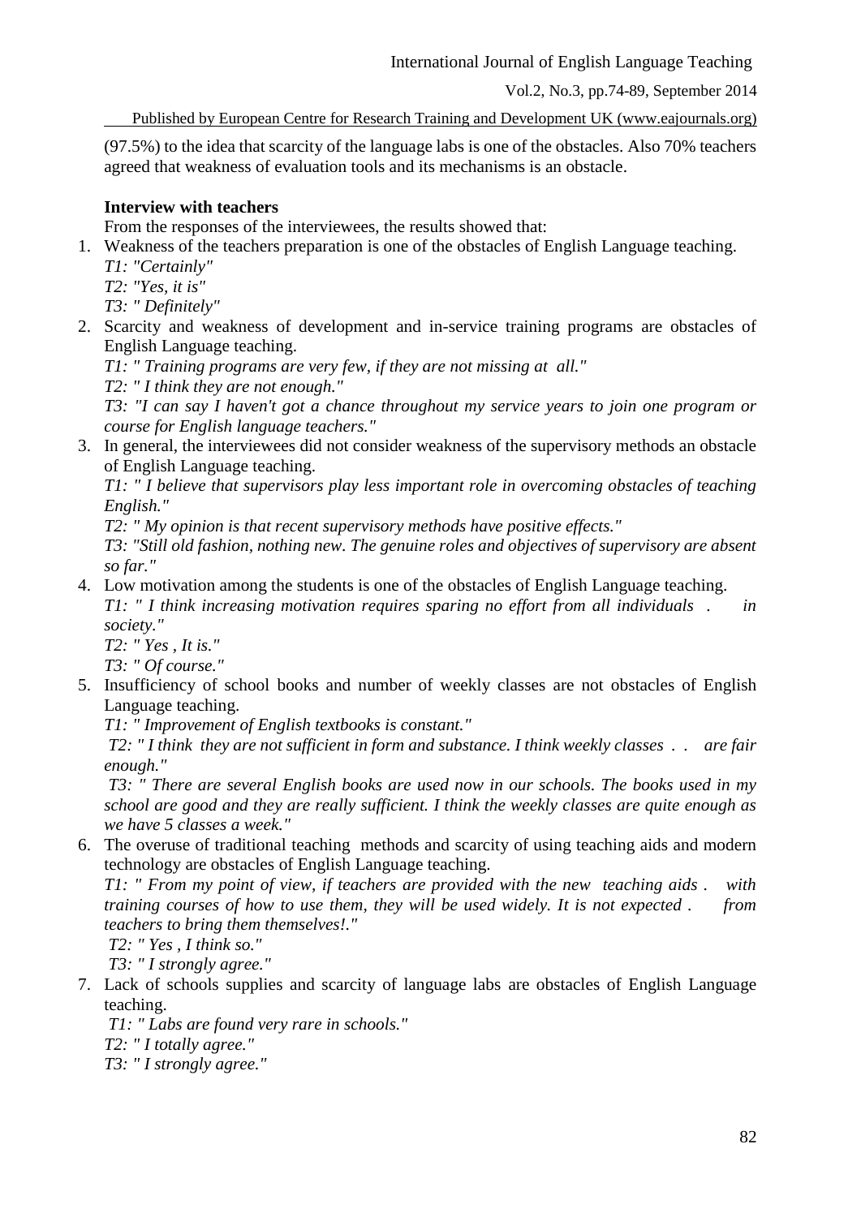(97.5%) to the idea that scarcity of the language labs is one of the obstacles. Also 70% teachers agreed that weakness of evaluation tools and its mechanisms is an obstacle.

**Interview with teachers**

From the responses of the interviewees, the results showed that:

1. Weakness of the teachers preparation is one of the obstacles of English Language teaching.
   *T1: "Certainly"*
   *T2: "Yes, it is"*
   *T3: " Definitely"*
2. Scarcity and weakness of development and in-service training programs are obstacles of English Language teaching.
   *T1: " Training programs are very few, if they are not missing at all."*
   *T2: " I think they are not enough."*
   *T3: "I can say I haven't got a chance throughout my service years to join one program or course for English language teachers."*
3. In general, the interviewees did not consider weakness of the supervisory methods an obstacle of English Language teaching.
   *T1: " I believe that supervisors play less important role in overcoming obstacles of teaching English."*
   *T2: " My opinion is that recent supervisory methods have positive effects."*
   *T3: "Still old fashion, nothing new. The genuine roles and objectives of supervisory are absent so far."*
4. Low motivation among the students is one of the obstacles of English Language teaching.
   *T1: " I think increasing motivation requires sparing no effort from all individuals . in society."*
   *T2: " Yes , It is."*
   *T3: " Of course."*
5. Insufficiency of school books and number of weekly classes are not obstacles of English Language teaching.
   *T1: " Improvement of English textbooks is constant."*
   *T2: " I think they are not sufficient in form and substance. I think weekly classes . . are fair enough."*
   *T3: " There are several English books are used now in our schools. The books used in my school are good and they are really sufficient. I think the weekly classes are quite enough as we have 5 classes a week."*
6. The overuse of traditional teaching methods and scarcity of using teaching aids and modern technology are obstacles of English Language teaching.
   *T1: " From my point of view, if teachers are provided with the new teaching aids . with training courses of how to use them, they will be used widely. It is not expected . from teachers to bring them themselves!."*
   *T2: " Yes , I think so."*
   *T3: " I strongly agree."*
7. Lack of schools supplies and scarcity of language labs are obstacles of English Language teaching.
   *T1: " Labs are found very rare in schools."*
   *T2: " I totally agree."*
   *T3: " I strongly agree."*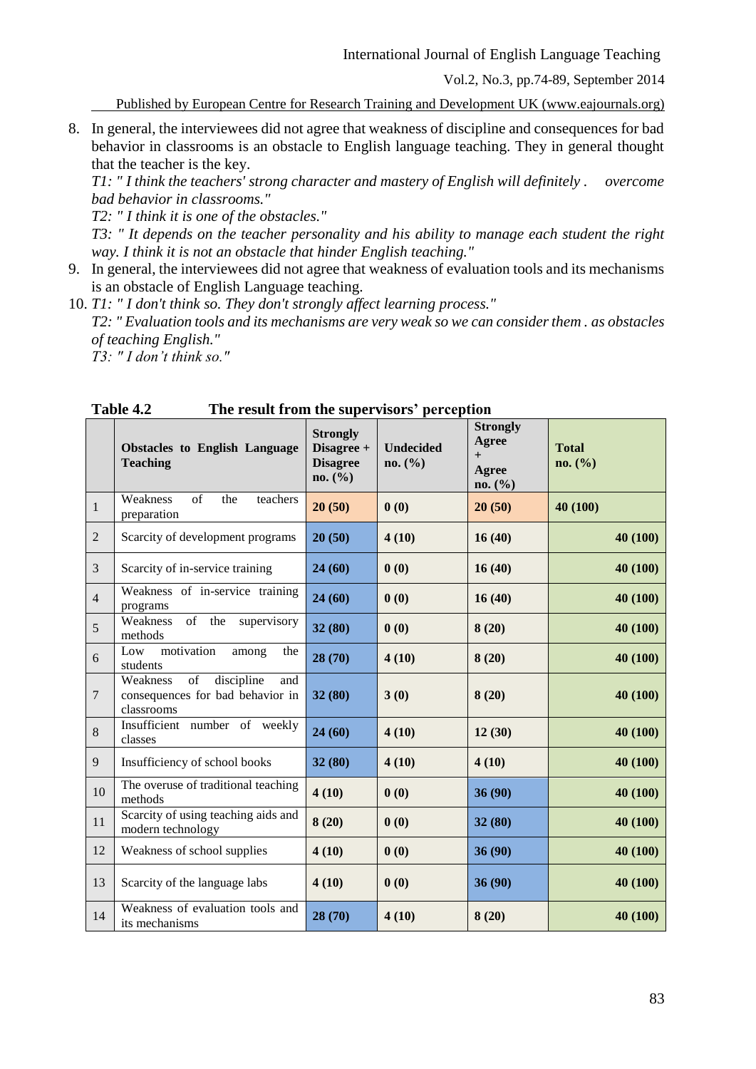8. In general, the interviewees did not agree that weakness of discipline and consequences for bad behavior in classrooms is an obstacle to English language teaching. They in general thought that the teacher is the key.
   *T1: " I think the teachers' strong character and mastery of English will definitely . overcome bad behavior in classrooms."*
   *T2: " I think it is one of the obstacles."*
   *T3: " It depends on the teacher personality and his ability to manage each student the right way. I think it is not an obstacle that hinder English teaching."*
9. In general, the interviewees did not agree that weakness of evaluation tools and its mechanisms is an obstacle of English Language teaching.
10. *T1: " I don't think so. They don't strongly affect learning process."*
    *T2: " Evaluation tools and its mechanisms are very weak so we can consider them . as obstacles of teaching English."*
    *T3: " I don't think so."*

**Table 4.2 The result from the supervisors' perception**

| | Obstacles to English Language Teaching | Strongly Disagree + Disagree no. (%) | Undecided no. (%) | Strongly Agree + Agree no. (%) | Total no. (%) |
|---|---|---|---|---|---|
| 1 | Weakness of the teachers preparation | 20 (50) | 0 (0) | 20 (50) | 40 (100) |
| 2 | Scarcity of development programs | 20 (50) | 4 (10) | 16 (40) | 40 (100) |
| 3 | Scarcity of in-service training | 24 (60) | 0 (0) | 16 (40) | 40 (100) |
| 4 | Weakness of in-service training programs | 24 (60) | 0 (0) | 16 (40) | 40 (100) |
| 5 | Weakness of the supervisory methods | 32 (80) | 0 (0) | 8 (20) | 40 (100) |
| 6 | Low motivation among the students | 28 (70) | 4 (10) | 8 (20) | 40 (100) |
| 7 | Weakness of discipline and consequences for bad behavior in classrooms | 32 (80) | 3 (0) | 8 (20) | 40 (100) |
| 8 | Insufficient number of weekly classes | 24 (60) | 4 (10) | 12 (30) | 40 (100) |
| 9 | Insufficiency of school books | 32 (80) | 4 (10) | 4 (10) | 40 (100) |
| 10 | The overuse of traditional teaching methods | 4 (10) | 0 (0) | 36 (90) | 40 (100) |
| 11 | Scarcity of using teaching aids and modern technology | 8 (20) | 0 (0) | 32 (80) | 40 (100) |
| 12 | Weakness of school supplies | 4 (10) | 0 (0) | 36 (90) | 40 (100) |
| 13 | Scarcity of the language labs | 4 (10) | 0 (0) | 36 (90) | 40 (100) |
| 14 | Weakness of evaluation tools and its mechanisms | 28 (70) | 4 (10) | 8 (20) | 40 (100) |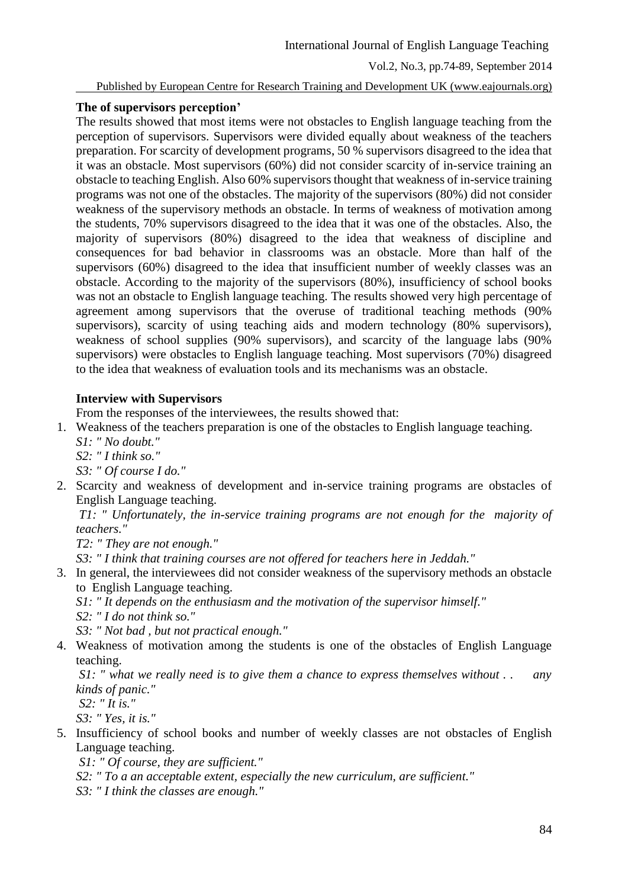### The of supervisors perception'

The results showed that most items were not obstacles to English language teaching from the perception of supervisors. Supervisors were divided equally about weakness of the teachers preparation. For scarcity of development programs, 50 % supervisors disagreed to the idea that it was an obstacle. Most supervisors (60%) did not consider scarcity of in-service training an obstacle to teaching English. Also 60% supervisors thought that weakness of in-service training programs was not one of the obstacles. The majority of the supervisors (80%) did not consider weakness of the supervisory methods an obstacle. In terms of weakness of motivation among the students, 70% supervisors disagreed to the idea that it was one of the obstacles. Also, the majority of supervisors (80%) disagreed to the idea that weakness of discipline and consequences for bad behavior in classrooms was an obstacle. More than half of the supervisors (60%) disagreed to the idea that insufficient number of weekly classes was an obstacle. According to the majority of the supervisors (80%), insufficiency of school books was not an obstacle to English language teaching. The results showed very high percentage of agreement among supervisors that the overuse of traditional teaching methods (90% supervisors), scarcity of using teaching aids and modern technology (80% supervisors), weakness of school supplies (90% supervisors), and scarcity of the language labs (90% supervisors) were obstacles to English language teaching. Most supervisors (70%) disagreed to the idea that weakness of evaluation tools and its mechanisms was an obstacle.

### Interview with Supervisors

From the responses of the interviewees, the results showed that:

1. Weakness of the teachers preparation is one of the obstacles to English language teaching.
   *S1: " No doubt."*
   *S2: " I think so."*
   *S3: " Of course I do."*
2. Scarcity and weakness of development and in-service training programs are obstacles of English Language teaching.
   *T1: " Unfortunately, the in-service training programs are not enough for the majority of teachers."*
   *T2: " They are not enough."*
   *S3: " I think that training courses are not offered for teachers here in Jeddah."*
3. In general, the interviewees did not consider weakness of the supervisory methods an obstacle to English Language teaching.
   *S1: " It depends on the enthusiasm and the motivation of the supervisor himself."*
   *S2: " I do not think so."*
   *S3: " Not bad , but not practical enough."*
4. Weakness of motivation among the students is one of the obstacles of English Language teaching.
   *S1: " what we really need is to give them a chance to express themselves without . . any kinds of panic."*
   *S2: " It is."*
   *S3: " Yes, it is."*
5. Insufficiency of school books and number of weekly classes are not obstacles of English Language teaching.
   *S1: " Of course, they are sufficient."*
   *S2: " To a an acceptable extent, especially the new curriculum, are sufficient."*
   *S3: " I think the classes are enough."*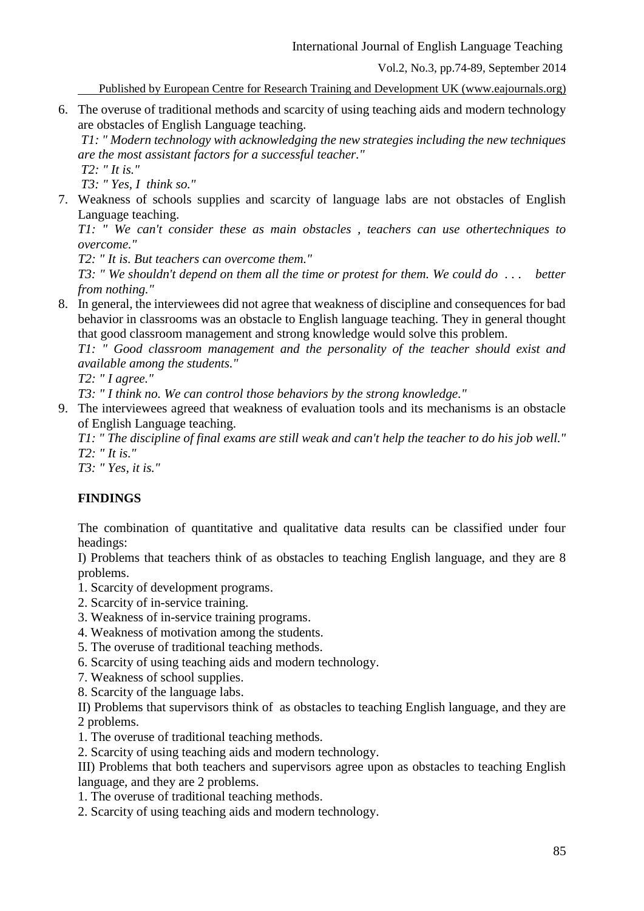6. The overuse of traditional methods and scarcity of using teaching aids and modern technology are obstacles of English Language teaching.

   *T1: " Modern technology with acknowledging the new strategies including the new techniques are the most assistant factors for a successful teacher."*

   *T2: " It is."*

   *T3: " Yes, I think so."*

7. Weakness of schools supplies and scarcity of language labs are not obstacles of English Language teaching.

   *T1: " We can't consider these as main obstacles , teachers can use othertechniques to overcome."*

   *T2: " It is. But teachers can overcome them."*

   *T3: " We shouldn't depend on them all the time or protest for them. We could do . . . better from nothing."*

8. In general, the interviewees did not agree that weakness of discipline and consequences for bad behavior in classrooms was an obstacle to English language teaching. They in general thought that good classroom management and strong knowledge would solve this problem.

   *T1: " Good classroom management and the personality of the teacher should exist and available among the students."*

   *T2: " I agree."*

   *T3: " I think no. We can control those behaviors by the strong knowledge."*

9. The interviewees agreed that weakness of evaluation tools and its mechanisms is an obstacle of English Language teaching.

   *T1: " The discipline of final exams are still weak and can't help the teacher to do his job well."*

   *T2: " It is."*

   *T3: " Yes, it is."*

## FINDINGS

The combination of quantitative and qualitative data results can be classified under four headings:

I) Problems that teachers think of as obstacles to teaching English language, and they are 8 problems.

1. Scarcity of development programs.
2. Scarcity of in-service training.
3. Weakness of in-service training programs.
4. Weakness of motivation among the students.
5. The overuse of traditional teaching methods.
6. Scarcity of using teaching aids and modern technology.
7. Weakness of school supplies.
8. Scarcity of the language labs.

II) Problems that supervisors think of as obstacles to teaching English language, and they are 2 problems.

1. The overuse of traditional teaching methods.
2. Scarcity of using teaching aids and modern technology.

III) Problems that both teachers and supervisors agree upon as obstacles to teaching English language, and they are 2 problems.

1. The overuse of traditional teaching methods.
2. Scarcity of using teaching aids and modern technology.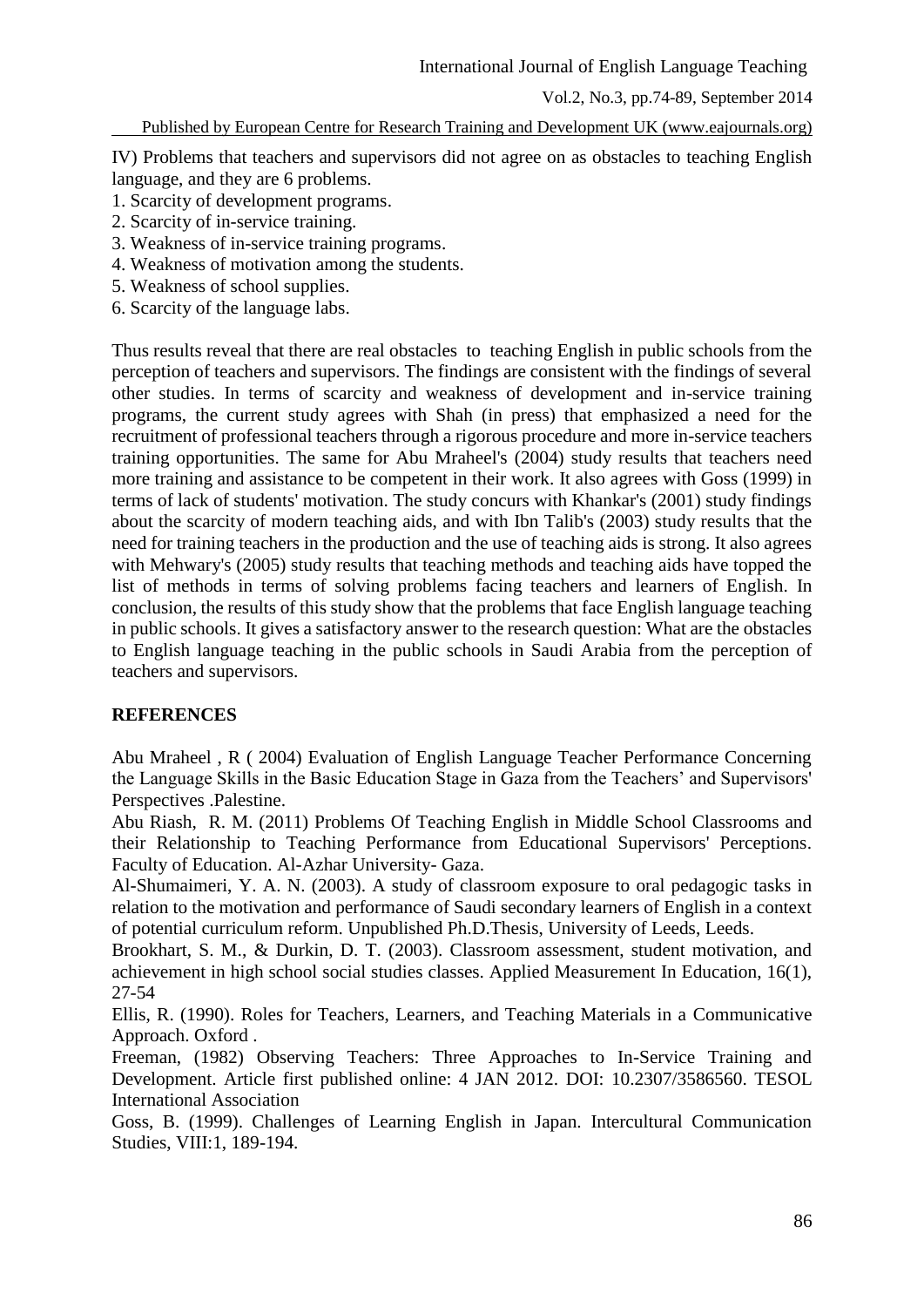IV) Problems that teachers and supervisors did not agree on as obstacles to teaching English language, and they are 6 problems.

1. Scarcity of development programs.
2. Scarcity of in-service training.
3. Weakness of in-service training programs.
4. Weakness of motivation among the students.
5. Weakness of school supplies.
6. Scarcity of the language labs.

Thus results reveal that there are real obstacles to teaching English in public schools from the perception of teachers and supervisors. The findings are consistent with the findings of several other studies. In terms of scarcity and weakness of development and in-service training programs, the current study agrees with Shah (in press) that emphasized a need for the recruitment of professional teachers through a rigorous procedure and more in-service teachers training opportunities. The same for Abu Mraheel's (2004) study results that teachers need more training and assistance to be competent in their work. It also agrees with Goss (1999) in terms of lack of students' motivation. The study concurs with Khankar's (2001) study findings about the scarcity of modern teaching aids, and with Ibn Talib's (2003) study results that the need for training teachers in the production and the use of teaching aids is strong. It also agrees with Mehwary's (2005) study results that teaching methods and teaching aids have topped the list of methods in terms of solving problems facing teachers and learners of English. In conclusion, the results of this study show that the problems that face English language teaching in public schools. It gives a satisfactory answer to the research question: What are the obstacles to English language teaching in the public schools in Saudi Arabia from the perception of teachers and supervisors.

## REFERENCES

Abu Mraheel , R ( 2004) Evaluation of English Language Teacher Performance Concerning the Language Skills in the Basic Education Stage in Gaza from the Teachers' and Supervisors' Perspectives .Palestine.

Abu Riash, R. M. (2011) Problems Of Teaching English in Middle School Classrooms and their Relationship to Teaching Performance from Educational Supervisors' Perceptions. Faculty of Education. Al-Azhar University- Gaza.

Al-Shumaimeri, Y. A. N. (2003). A study of classroom exposure to oral pedagogic tasks in relation to the motivation and performance of Saudi secondary learners of English in a context of potential curriculum reform. Unpublished Ph.D.Thesis, University of Leeds, Leeds.

Brookhart, S. M., & Durkin, D. T. (2003). Classroom assessment, student motivation, and achievement in high school social studies classes. Applied Measurement In Education, 16(1), 27-54

Ellis, R. (1990). Roles for Teachers, Learners, and Teaching Materials in a Communicative Approach. Oxford .

Freeman, (1982) Observing Teachers: Three Approaches to In-Service Training and Development. Article first published online: 4 JAN 2012. DOI: 10.2307/3586560. TESOL International Association

Goss, B. (1999). Challenges of Learning English in Japan. Intercultural Communication Studies, VIII:1, 189-194.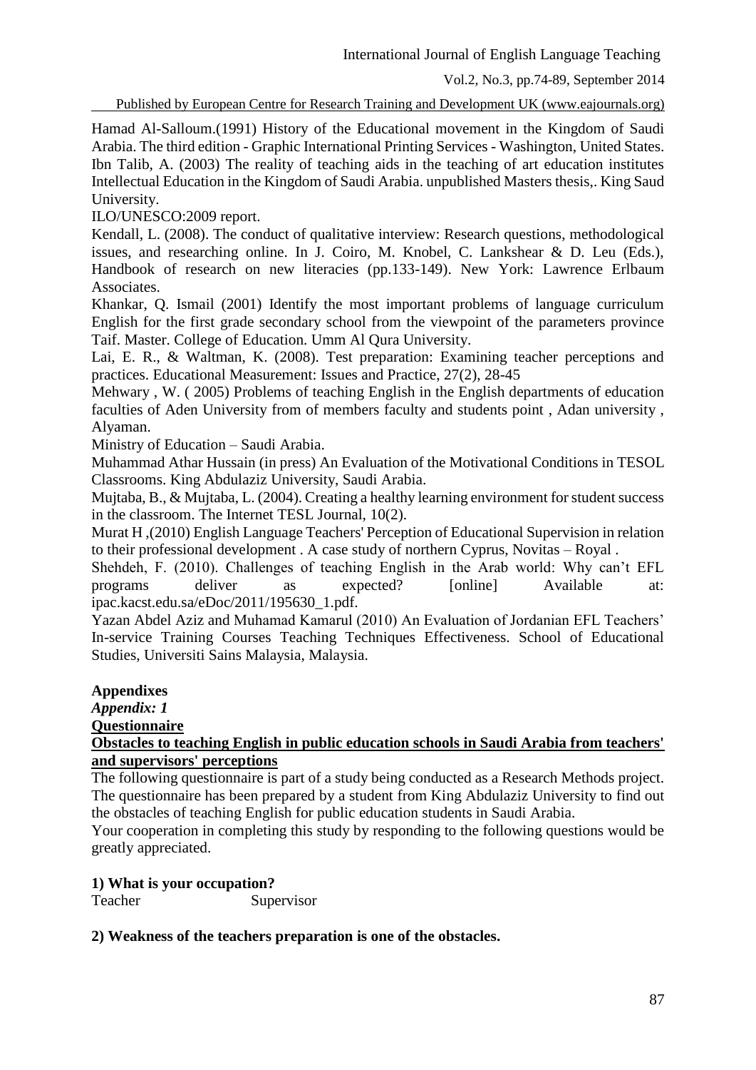Hamad Al-Salloum.(1991) History of the Educational movement in the Kingdom of Saudi Arabia. The third edition - Graphic International Printing Services - Washington, United States.

Ibn Talib, A. (2003) The reality of teaching aids in the teaching of art education institutes Intellectual Education in the Kingdom of Saudi Arabia. unpublished Masters thesis,. King Saud University.

ILO/UNESCO:2009 report.

Kendall, L. (2008). The conduct of qualitative interview: Research questions, methodological issues, and researching online. In J. Coiro, M. Knobel, C. Lankshear & D. Leu (Eds.), Handbook of research on new literacies (pp.133-149). New York: Lawrence Erlbaum Associates.

Khankar, Q. Ismail (2001) Identify the most important problems of language curriculum English for the first grade secondary school from the viewpoint of the parameters province Taif. Master. College of Education. Umm Al Qura University.

Lai, E. R., & Waltman, K. (2008). Test preparation: Examining teacher perceptions and practices. Educational Measurement: Issues and Practice, 27(2), 28-45

Mehwary , W. ( 2005) Problems of teaching English in the English departments of education faculties of Aden University from of members faculty and students point , Adan university , Alyaman.

Ministry of Education – Saudi Arabia.

Muhammad Athar Hussain (in press) An Evaluation of the Motivational Conditions in TESOL Classrooms. King Abdulaziz University, Saudi Arabia.

Mujtaba, B., & Mujtaba, L. (2004). Creating a healthy learning environment for student success in the classroom. The Internet TESL Journal, 10(2).

Murat H ,(2010) English Language Teachers' Perception of Educational Supervision in relation to their professional development . A case study of northern Cyprus, Novitas – Royal .

Shehdeh, F. (2010). Challenges of teaching English in the Arab world: Why can't EFL programs deliver as expected? [online] Available at: ipac.kacst.edu.sa/eDoc/2011/195630_1.pdf.

Yazan Abdel Aziz and Muhamad Kamarul (2010) An Evaluation of Jordanian EFL Teachers' In-service Training Courses Teaching Techniques Effectiveness. School of Educational Studies, Universiti Sains Malaysia, Malaysia.

## Appendixes

### *Appendix: 1*

**Questionnaire**

**Obstacles to teaching English in public education schools in Saudi Arabia from teachers' and supervisors' perceptions**

The following questionnaire is part of a study being conducted as a Research Methods project. The questionnaire has been prepared by a student from King Abdulaziz University to find out the obstacles of teaching English for public education students in Saudi Arabia.

Your cooperation in completing this study by responding to the following questions would be greatly appreciated.

**1) What is your occupation?**

Teacher Supervisor

**2) Weakness of the teachers preparation is one of the obstacles.**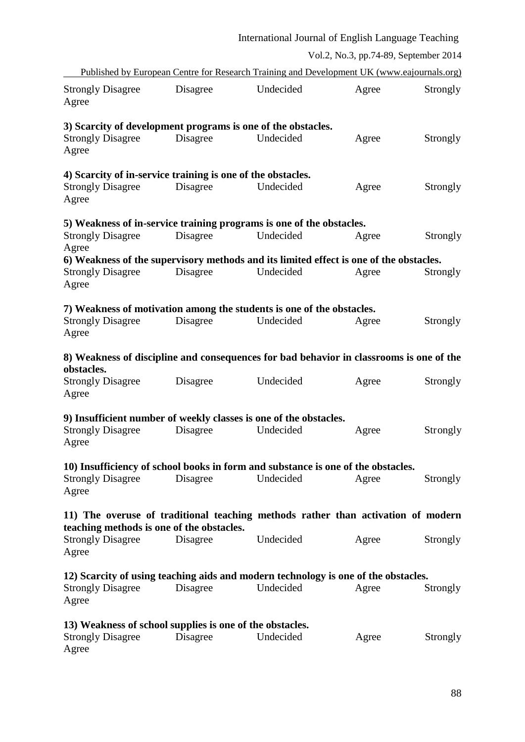Strongly Disagree Disagree Undecided Agree Strongly Agree

**3) Scarcity of development programs is one of the obstacles.**
Strongly Disagree Disagree Undecided Agree Strongly Agree

**4) Scarcity of in-service training is one of the obstacles.**
Strongly Disagree Disagree Undecided Agree Strongly Agree

**5) Weakness of in-service training programs is one of the obstacles.**
Strongly Disagree Disagree Undecided Agree Strongly Agree

**6) Weakness of the supervisory methods and its limited effect is one of the obstacles.**
Strongly Disagree Disagree Undecided Agree Strongly Agree

**7) Weakness of motivation among the students is one of the obstacles.**
Strongly Disagree Disagree Undecided Agree Strongly Agree

**8) Weakness of discipline and consequences for bad behavior in classrooms is one of the obstacles.**
Strongly Disagree Disagree Undecided Agree Strongly Agree

**9) Insufficient number of weekly classes is one of the obstacles.**
Strongly Disagree Disagree Undecided Agree Strongly Agree

**10) Insufficiency of school books in form and substance is one of the obstacles.**
Strongly Disagree Disagree Undecided Agree Strongly Agree

**11) The overuse of traditional teaching methods rather than activation of modern teaching methods is one of the obstacles.**
Strongly Disagree Disagree Undecided Agree Strongly Agree

**12) Scarcity of using teaching aids and modern technology is one of the obstacles.**
Strongly Disagree Disagree Undecided Agree Strongly Agree

**13) Weakness of school supplies is one of the obstacles.**
Strongly Disagree Disagree Undecided Agree Strongly Agree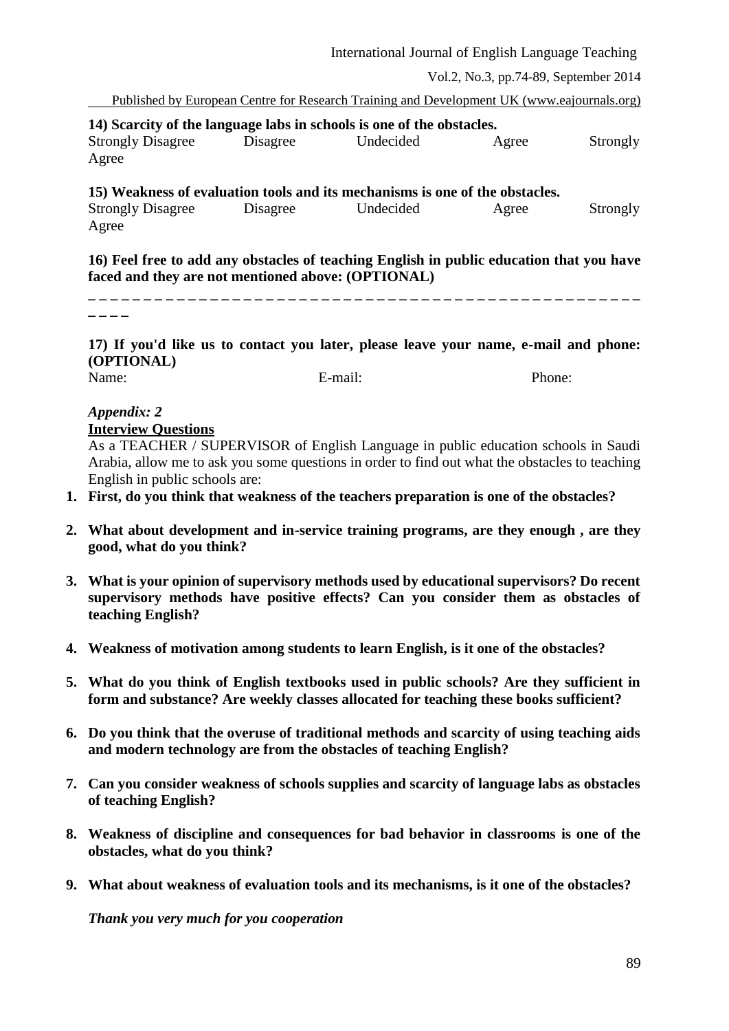**14) Scarcity of the language labs in schools is one of the obstacles.**

Strongly Disagree Disagree Undecided Agree Strongly Agree

**15) Weakness of evaluation tools and its mechanisms is one of the obstacles.**

Strongly Disagree Disagree Undecided Agree Strongly Agree

**16) Feel free to add any obstacles of teaching English in public education that you have faced and they are not mentioned above: (OPTIONAL)**

_ _ _ _ _ _ _ _ _ _ _ _ _ _ _ _ _ _ _ _ _ _ _ _ _ _ _ _ _ _ _ _ _ _ _ _ _ _ _ _ _ _ _ _ _ _ _ _ _ _ _ _ _ _

**17) If you'd like us to contact you later, please leave your name, e-mail and phone: (OPTIONAL)**

Name: E-mail: Phone:

*Appendix: 2*

**Interview Questions**

As a TEACHER / SUPERVISOR of English Language in public education schools in Saudi Arabia, allow me to ask you some questions in order to find out what the obstacles to teaching English in public schools are:

1. **First, do you think that weakness of the teachers preparation is one of the obstacles?**
2. **What about development and in-service training programs, are they enough , are they good, what do you think?**
3. **What is your opinion of supervisory methods used by educational supervisors? Do recent supervisory methods have positive effects? Can you consider them as obstacles of teaching English?**
4. **Weakness of motivation among students to learn English, is it one of the obstacles?**
5. **What do you think of English textbooks used in public schools? Are they sufficient in form and substance? Are weekly classes allocated for teaching these books sufficient?**
6. **Do you think that the overuse of traditional methods and scarcity of using teaching aids and modern technology are from the obstacles of teaching English?**
7. **Can you consider weakness of schools supplies and scarcity of language labs as obstacles of teaching English?**
8. **Weakness of discipline and consequences for bad behavior in classrooms is one of the obstacles, what do you think?**
9. **What about weakness of evaluation tools and its mechanisms, is it one of the obstacles?**

***Thank you very much for you cooperation***